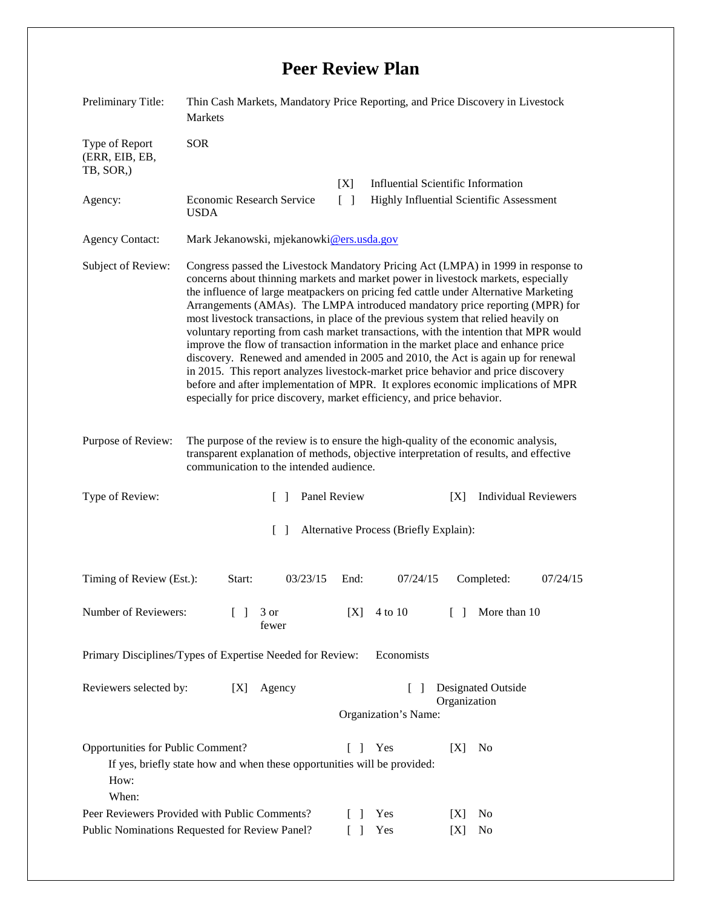# Peer Review Plan

| | |
|---|---|
| Preliminary Title: | Thin Cash Markets, Mandatory Price Reporting, and Price Discovery in Livestock Markets |
| Type of Report (ERR, EIB, EB, TB, SOR,) | SOR |
| Agency: | Economic Research Service USDA |
| | [X] Influential Scientific Information |
| | [ ] Highly Influential Scientific Assessment |
| Agency Contact: | Mark Jekanowski, mjekanowki@ers.usda.gov |

**Subject of Review:** Congress passed the Livestock Mandatory Pricing Act (LMPA) in 1999 in response to concerns about thinning markets and market power in livestock markets, especially the influence of large meatpackers on pricing fed cattle under Alternative Marketing Arrangements (AMAs). The LMPA introduced mandatory price reporting (MPR) for most livestock transactions, in place of the previous system that relied heavily on voluntary reporting from cash market transactions, with the intention that MPR would improve the flow of transaction information in the market place and enhance price discovery. Renewed and amended in 2005 and 2010, the Act is again up for renewal in 2015. This report analyzes livestock-market price behavior and price discovery before and after implementation of MPR. It explores economic implications of MPR especially for price discovery, market efficiency, and price behavior.

**Purpose of Review:** The purpose of the review is to ensure the high-quality of the economic analysis, transparent explanation of methods, objective interpretation of results, and effective communication to the intended audience.

**Type of Review:** [ ] Panel Review [X] Individual Reviewers

[ ] Alternative Process (Briefly Explain):

**Timing of Review (Est.):** Start: 03/23/15 End: 07/24/15 Completed: 07/24/15

**Number of Reviewers:** [ ] 3 or fewer [X] 4 to 10 [ ] More than 10

**Primary Disciplines/Types of Expertise Needed for Review:** Economists

**Reviewers selected by:** [X] Agency [ ] Designated Outside Organization

Organization's Name:

**Opportunities for Public Comment?** [ ] Yes [X] No

If yes, briefly state how and when these opportunities will be provided:

How:

When:

**Peer Reviewers Provided with Public Comments?** [ ] Yes [X] No

**Public Nominations Requested for Review Panel?** [ ] Yes [X] No